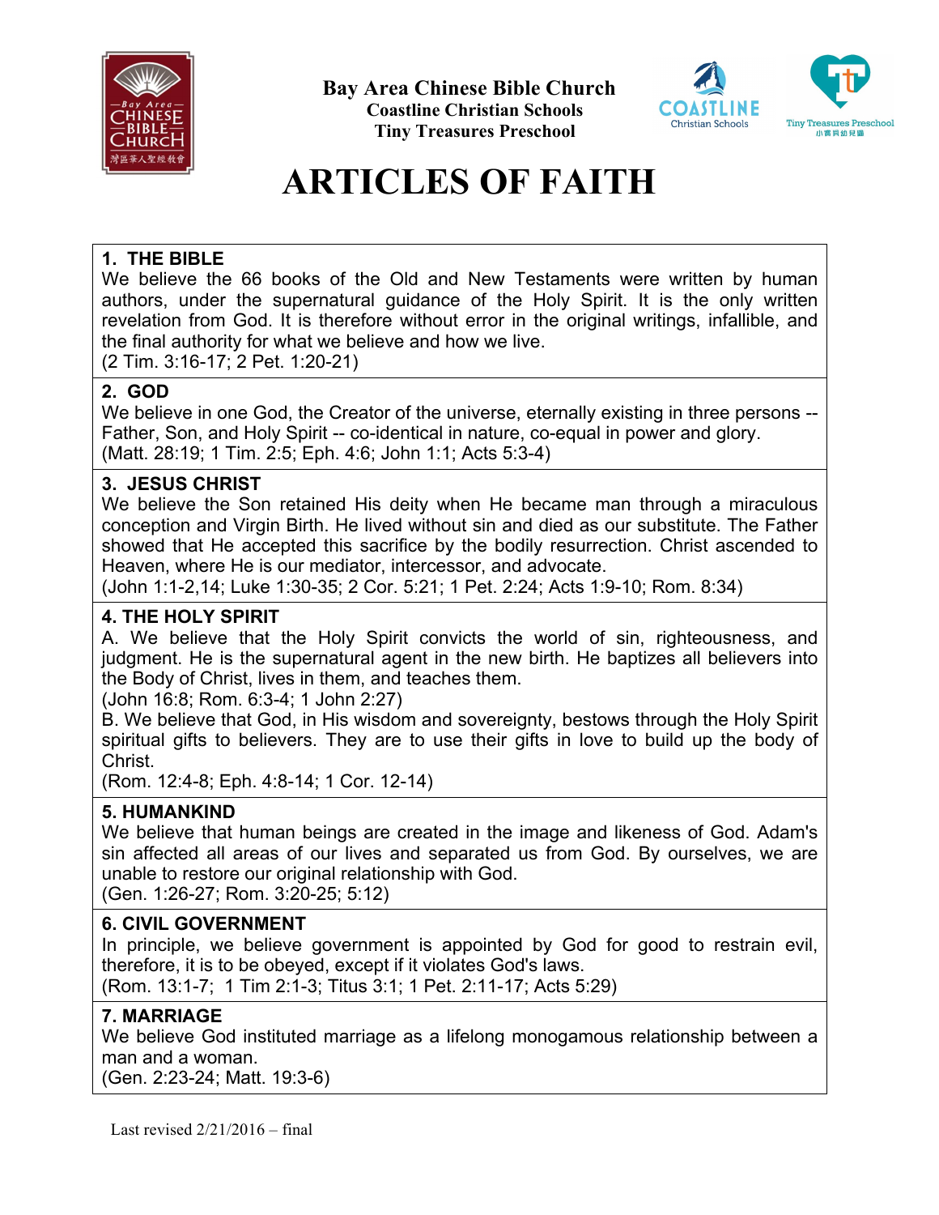**Bay Area Chinese Bible Church**
**Coastline Christian Schools**
**Tiny Treasures Preschool**

# ARTICLES OF FAITH

**1. THE BIBLE**
We believe the 66 books of the Old and New Testaments were written by human authors, under the supernatural guidance of the Holy Spirit. It is the only written revelation from God. It is therefore without error in the original writings, infallible, and the final authority for what we believe and how we live.
(2 Tim. 3:16-17; 2 Pet. 1:20-21)

**2. GOD**
We believe in one God, the Creator of the universe, eternally existing in three persons -- Father, Son, and Holy Spirit -- co-identical in nature, co-equal in power and glory.
(Matt. 28:19; 1 Tim. 2:5; Eph. 4:6; John 1:1; Acts 5:3-4)

**3. JESUS CHRIST**
We believe the Son retained His deity when He became man through a miraculous conception and Virgin Birth. He lived without sin and died as our substitute. The Father showed that He accepted this sacrifice by the bodily resurrection. Christ ascended to Heaven, where He is our mediator, intercessor, and advocate.
(John 1:1-2,14; Luke 1:30-35; 2 Cor. 5:21; 1 Pet. 2:24; Acts 1:9-10; Rom. 8:34)

**4. THE HOLY SPIRIT**
A. We believe that the Holy Spirit convicts the world of sin, righteousness, and judgment. He is the supernatural agent in the new birth. He baptizes all believers into the Body of Christ, lives in them, and teaches them.
(John 16:8; Rom. 6:3-4; 1 John 2:27)
B. We believe that God, in His wisdom and sovereignty, bestows through the Holy Spirit spiritual gifts to believers. They are to use their gifts in love to build up the body of Christ.
(Rom. 12:4-8; Eph. 4:8-14; 1 Cor. 12-14)

**5. HUMANKIND**
We believe that human beings are created in the image and likeness of God. Adam's sin affected all areas of our lives and separated us from God. By ourselves, we are unable to restore our original relationship with God.
(Gen. 1:26-27; Rom. 3:20-25; 5:12)

**6. CIVIL GOVERNMENT**
In principle, we believe government is appointed by God for good to restrain evil, therefore, it is to be obeyed, except if it violates God's laws.
(Rom. 13:1-7; 1 Tim 2:1-3; Titus 3:1; 1 Pet. 2:11-17; Acts 5:29)

**7. MARRIAGE**
We believe God instituted marriage as a lifelong monogamous relationship between a man and a woman.
(Gen. 2:23-24; Matt. 19:3-6)

Last revised 2/21/2016 – final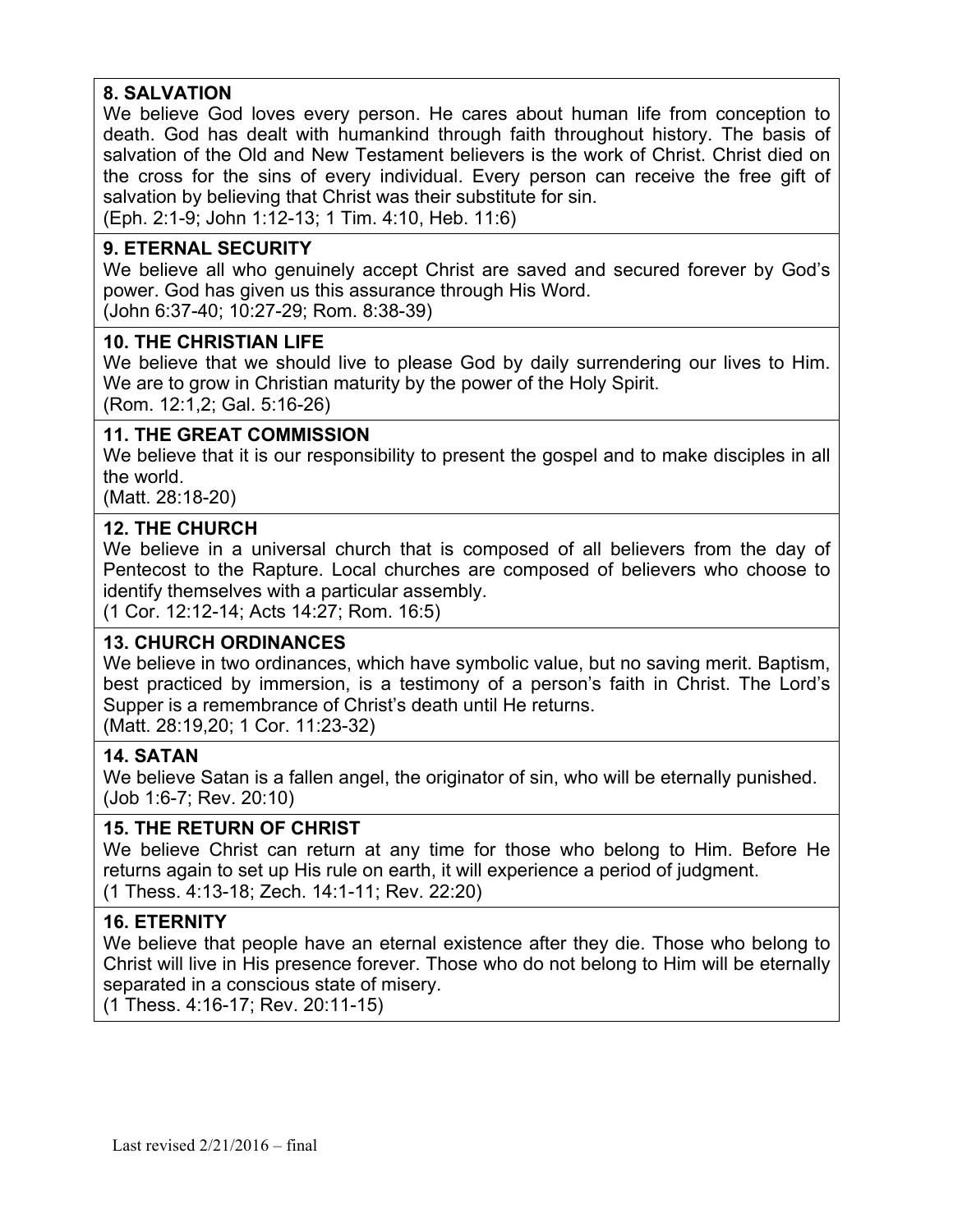### 8. SALVATION

We believe God loves every person. He cares about human life from conception to death. God has dealt with humankind through faith throughout history. The basis of salvation of the Old and New Testament believers is the work of Christ. Christ died on the cross for the sins of every individual. Every person can receive the free gift of salvation by believing that Christ was their substitute for sin.
(Eph. 2:1-9; John 1:12-13; 1 Tim. 4:10, Heb. 11:6)

### 9. ETERNAL SECURITY

We believe all who genuinely accept Christ are saved and secured forever by God's power. God has given us this assurance through His Word.
(John 6:37-40; 10:27-29; Rom. 8:38-39)

### 10. THE CHRISTIAN LIFE

We believe that we should live to please God by daily surrendering our lives to Him. We are to grow in Christian maturity by the power of the Holy Spirit.
(Rom. 12:1,2; Gal. 5:16-26)

### 11. THE GREAT COMMISSION

We believe that it is our responsibility to present the gospel and to make disciples in all the world.
(Matt. 28:18-20)

### 12. THE CHURCH

We believe in a universal church that is composed of all believers from the day of Pentecost to the Rapture. Local churches are composed of believers who choose to identify themselves with a particular assembly.
(1 Cor. 12:12-14; Acts 14:27; Rom. 16:5)

### 13. CHURCH ORDINANCES

We believe in two ordinances, which have symbolic value, but no saving merit. Baptism, best practiced by immersion, is a testimony of a person's faith in Christ. The Lord's Supper is a remembrance of Christ's death until He returns.
(Matt. 28:19,20; 1 Cor. 11:23-32)

### 14. SATAN

We believe Satan is a fallen angel, the originator of sin, who will be eternally punished.
(Job 1:6-7; Rev. 20:10)

### 15. THE RETURN OF CHRIST

We believe Christ can return at any time for those who belong to Him. Before He returns again to set up His rule on earth, it will experience a period of judgment.
(1 Thess. 4:13-18; Zech. 14:1-11; Rev. 22:20)

### 16. ETERNITY

We believe that people have an eternal existence after they die. Those who belong to Christ will live in His presence forever. Those who do not belong to Him will be eternally separated in a conscious state of misery.
(1 Thess. 4:16-17; Rev. 20:11-15)

Last revised 2/21/2016 – final